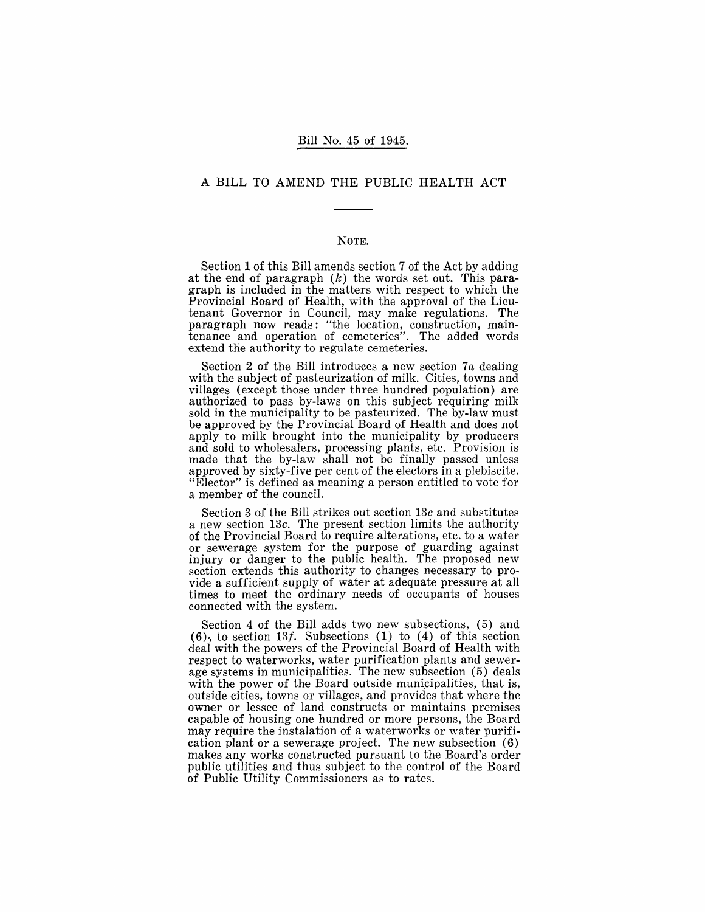Bill No. 45 of 1945.

# A BILL TO AMEND THE PUBLIC HEALTH ACT

## NOTE.

Section 1 of this Bill amends section 7 of the Act by adding at the end of paragraph (*k*) the words set out. This paragraph is included in the matters with respect to which the Provincial Board of Health, with the approval of the Lieutenant Governor in Council, may make regulations. The paragraph now reads: "the location, construction, maintenance and operation of cemeteries". The added words extend the authority to regulate cemeteries.

Section 2 of the Bill introduces a new section 7*a* dealing with the subject of pasteurization of milk. Cities, towns and villages (except those under three hundred population) are authorized to pass by-laws on this subject requiring milk sold in the municipality to be pasteurized. The by-law must be approved by the Provincial Board of Health and does not apply to milk brought into the municipality by producers and sold to wholesalers, processing plants, etc. Provision is made that the by-law shall not be finally passed unless approved by sixty-five per cent of the electors in a plebiscite. "Elector" is defined as meaning a person entitled to vote for a member of the council.

Section 3 of the Bill strikes out section 13*c* and substitutes a new section 13*c*. The present section limits the authority of the Provincial Board to require alterations, etc. to a water or sewerage system for the purpose of guarding against injury or danger to the public health. The proposed new section extends this authority to changes necessary to provide a sufficient supply of water at adequate pressure at all times to meet the ordinary needs of occupants of houses connected with the system.

Section 4 of the Bill adds two new subsections, (5) and (6), to section 13*f*. Subsections (1) to (4) of this section deal with the powers of the Provincial Board of Health with respect to waterworks, water purification plants and sewerage systems in municipalities. The new subsection (5) deals with the power of the Board outside municipalities, that is, outside cities, towns or villages, and provides that where the owner or lessee of land constructs or maintains premises capable of housing one hundred or more persons, the Board may require the instalation of a waterworks or water purification plant or a sewerage project. The new subsection (6) makes any works constructed pursuant to the Board's order public utilities and thus subject to the control of the Board of Public Utility Commissioners as to rates.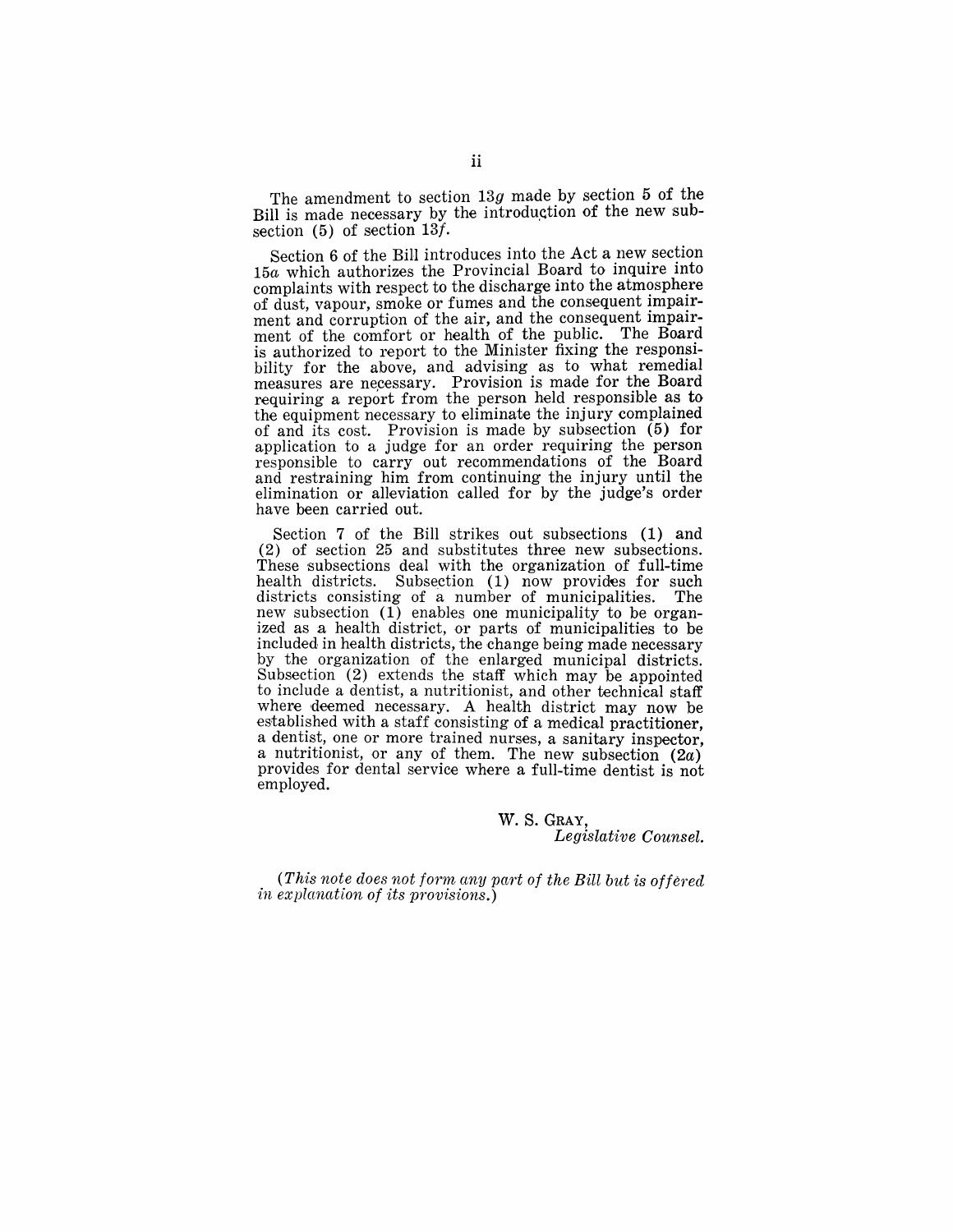The amendment to section 13*g* made by section 5 of the Bill is made necessary by the introduction of the new subsection (5) of section 13*f*.

Section 6 of the Bill introduces into the Act a new section 15*a* which authorizes the Provincial Board to inquire into complaints with respect to the discharge into the atmosphere of dust, vapour, smoke or fumes and the consequent impairment and corruption of the air, and the consequent impairment of the comfort or health of the public. The Board is authorized to report to the Minister fixing the responsibility for the above, and advising as to what remedial measures are necessary. Provision is made for the Board requiring a report from the person held responsible as to the equipment necessary to eliminate the injury complained of and its cost. Provision is made by subsection (5) for application to a judge for an order requiring the person responsible to carry out recommendations of the Board and restraining him from continuing the injury until the elimination or alleviation called for by the judge's order have been carried out.

Section 7 of the Bill strikes out subsections (1) and (2) of section 25 and substitutes three new subsections. These subsections deal with the organization of full-time health districts. Subsection (1) now provides for such districts consisting of a number of municipalities. The new subsection (1) enables one municipality to be organized as a health district, or parts of municipalities to be included in health districts, the change being made necessary by the organization of the enlarged municipal districts. Subsection (2) extends the staff which may be appointed to include a dentist, a nutritionist, and other technical staff where deemed necessary. A health district may now be established with a staff consisting of a medical practitioner, a dentist, one or more trained nurses, a sanitary inspector, a nutritionist, or any of them. The new subsection (2*a*) provides for dental service where a full-time dentist is not employed.

W. S. GRAY,
*Legislative Counsel.*

*(This note does not form any part of the Bill but is offered in explanation of its provisions.)*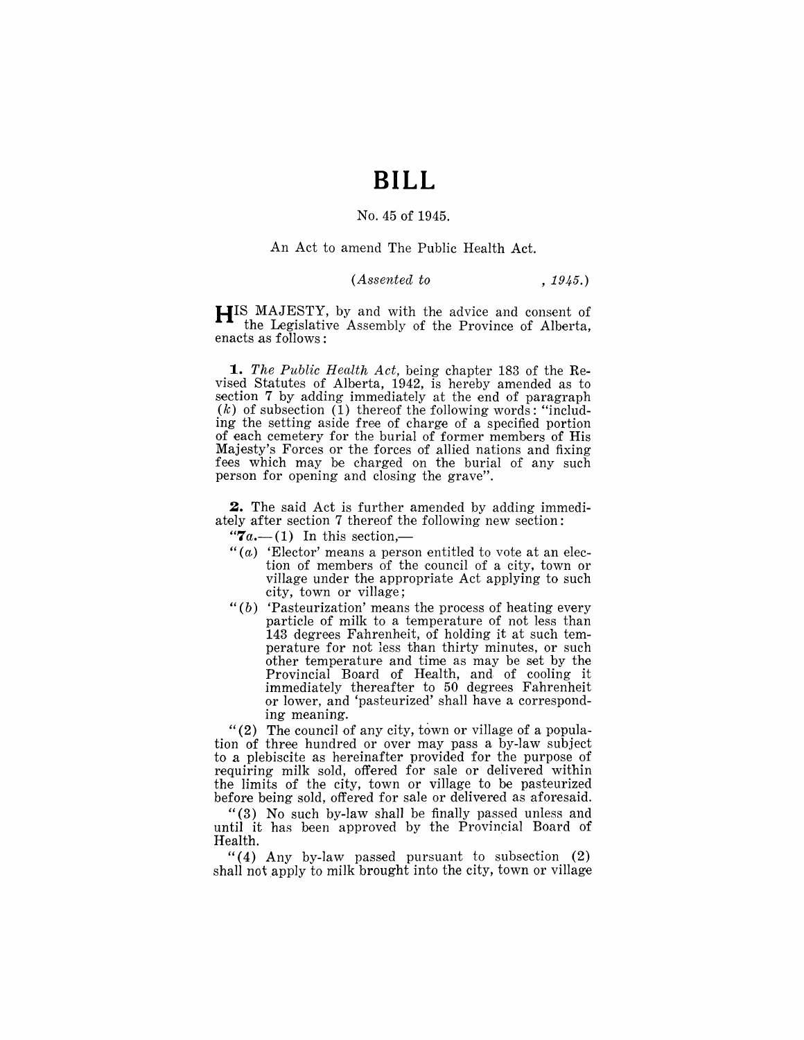# BILL

No. 45 of 1945.

An Act to amend The Public Health Act.

*(Assented to , 1945.)*

HIS MAJESTY, by and with the advice and consent of the Legislative Assembly of the Province of Alberta, enacts as follows:

**1.** *The Public Health Act*, being chapter 183 of the Revised Statutes of Alberta, 1942, is hereby amended as to section 7 by adding immediately at the end of paragraph (*k*) of subsection (1) thereof the following words: "including the setting aside free of charge of a specified portion of each cemetery for the burial of former members of His Majesty's Forces or the forces of allied nations and fixing fees which may be charged on the burial of any such person for opening and closing the grave".

**2.** The said Act is further amended by adding immediately after section 7 thereof the following new section:

"**7*a*.**—(1) In this section,—

"(*a*) 'Elector' means a person entitled to vote at an election of members of the council of a city, town or village under the appropriate Act applying to such city, town or village;

"(*b*) 'Pasteurization' means the process of heating every particle of milk to a temperature of not less than 143 degrees Fahrenheit, of holding it at such temperature for not less than thirty minutes, or such other temperature and time as may be set by the Provincial Board of Health, and of cooling it immediately thereafter to 50 degrees Fahrenheit or lower, and 'pasteurized' shall have a corresponding meaning.

"(2) The council of any city, town or village of a population of three hundred or over may pass a by-law subject to a plebiscite as hereinafter provided for the purpose of requiring milk sold, offered for sale or delivered within the limits of the city, town or village to be pasteurized before being sold, offered for sale or delivered as aforesaid.

"(3) No such by-law shall be finally passed unless and until it has been approved by the Provincial Board of Health.

"(4) Any by-law passed pursuant to subsection (2) shall not apply to milk brought into the city, town or village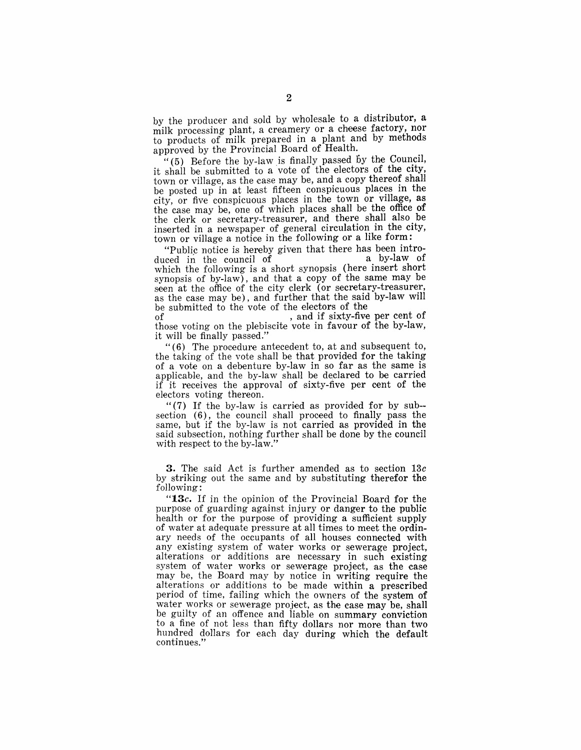by the producer and sold by wholesale to a distributor, a milk processing plant, a creamery or a cheese factory, nor to products of milk prepared in a plant and by methods approved by the Provincial Board of Health.

"(5) Before the by-law is finally passed by the Council, it shall be submitted to a vote of the electors of the city, town or village, as the case may be, and a copy thereof shall be posted up in at least fifteen conspicuous places in the city, or five conspicuous places in the town or village, as the case may be, one of which places shall be the office of the clerk or secretary-treasurer, and there shall also be inserted in a newspaper of general circulation in the city, town or village a notice in the following or a like form:

"Public notice is hereby given that there has been introduced in the council of                a by-law of which the following is a short synopsis (here insert short synopsis of by-law), and that a copy of the same may be seen at the office of the city clerk (or secretary-treasurer, as the case may be), and further that the said by-law will be submitted to the vote of the electors of the                of                , and if sixty-five per cent of those voting on the plebiscite vote in favour of the by-law, it will be finally passed."

"(6) The procedure antecedent to, at and subsequent to, the taking of the vote shall be that provided for the taking of a vote on a debenture by-law in so far as the same is applicable, and the by-law shall be declared to be carried if it receives the approval of sixty-five per cent of the electors voting thereon.

"(7) If the by-law is carried as provided for by sub-section (6), the council shall proceed to finally pass the same, but if the by-law is not carried as provided in the said subsection, nothing further shall be done by the council with respect to the by-law."

**3.** The said Act is further amended as to section 13*c* by striking out the same and by substituting therefor the following:

"**13*c*.** If in the opinion of the Provincial Board for the purpose of guarding against injury or danger to the public health or for the purpose of providing a sufficient supply of water at adequate pressure at all times to meet the ordinary needs of the occupants of all houses connected with any existing system of water works or sewerage project, alterations or additions are necessary in such existing system of water works or sewerage project, as the case may be, the Board may by notice in writing require the alterations or additions to be made within a prescribed period of time, failing which the owners of the system of water works or sewerage project, as the case may be, shall be guilty of an offence and liable on summary conviction to a fine of not less than fifty dollars nor more than two hundred dollars for each day during which the default continues."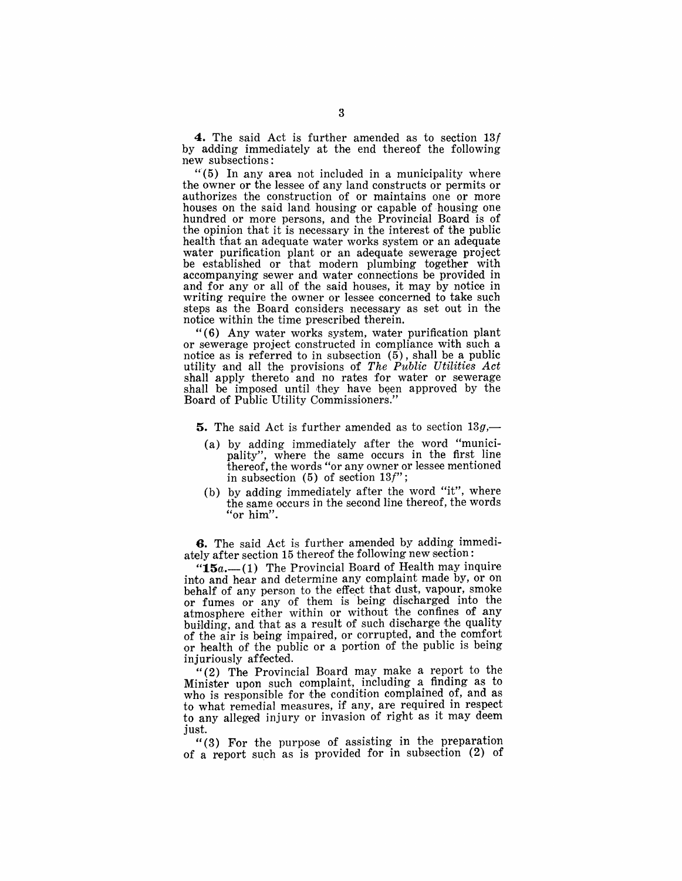**4.** The said Act is further amended as to section 13*f* by adding immediately at the end thereof the following new subsections:

"(5) In any area not included in a municipality where the owner or the lessee of any land constructs or permits or authorizes the construction of or maintains one or more houses on the said land housing or capable of housing one hundred or more persons, and the Provincial Board is of the opinion that it is necessary in the interest of the public health that an adequate water works system or an adequate water purification plant or an adequate sewerage project be established or that modern plumbing together with accompanying sewer and water connections be provided in and for any or all of the said houses, it may by notice in writing require the owner or lessee concerned to take such steps as the Board considers necessary as set out in the notice within the time prescribed therein.

"(6) Any water works system, water purification plant or sewerage project constructed in compliance with such a notice as is referred to in subsection (5), shall be a public utility and all the provisions of *The Public Utilities Act* shall apply thereto and no rates for water or sewerage shall be imposed until they have been approved by the Board of Public Utility Commissioners."

**5.** The said Act is further amended as to section 13*g*,—

(a) by adding immediately after the word "municipality", where the same occurs in the first line thereof, the words "or any owner or lessee mentioned in subsection (5) of section 13*f*";

(b) by adding immediately after the word "it", where the same occurs in the second line thereof, the words "or him".

**6.** The said Act is further amended by adding immediately after section 15 thereof the following new section:

"**15*a*.**—(1) The Provincial Board of Health may inquire into and hear and determine any complaint made by, or on behalf of any person to the effect that dust, vapour, smoke or fumes or any of them is being discharged into the atmosphere either within or without the confines of any building, and that as a result of such discharge the quality of the air is being impaired, or corrupted, and the comfort or health of the public or a portion of the public is being injuriously affected.

"(2) The Provincial Board may make a report to the Minister upon such complaint, including a finding as to who is responsible for the condition complained of, and as to what remedial measures, if any, are required in respect to any alleged injury or invasion of right as it may deem just.

"(3) For the purpose of assisting in the preparation of a report such as is provided for in subsection (2) of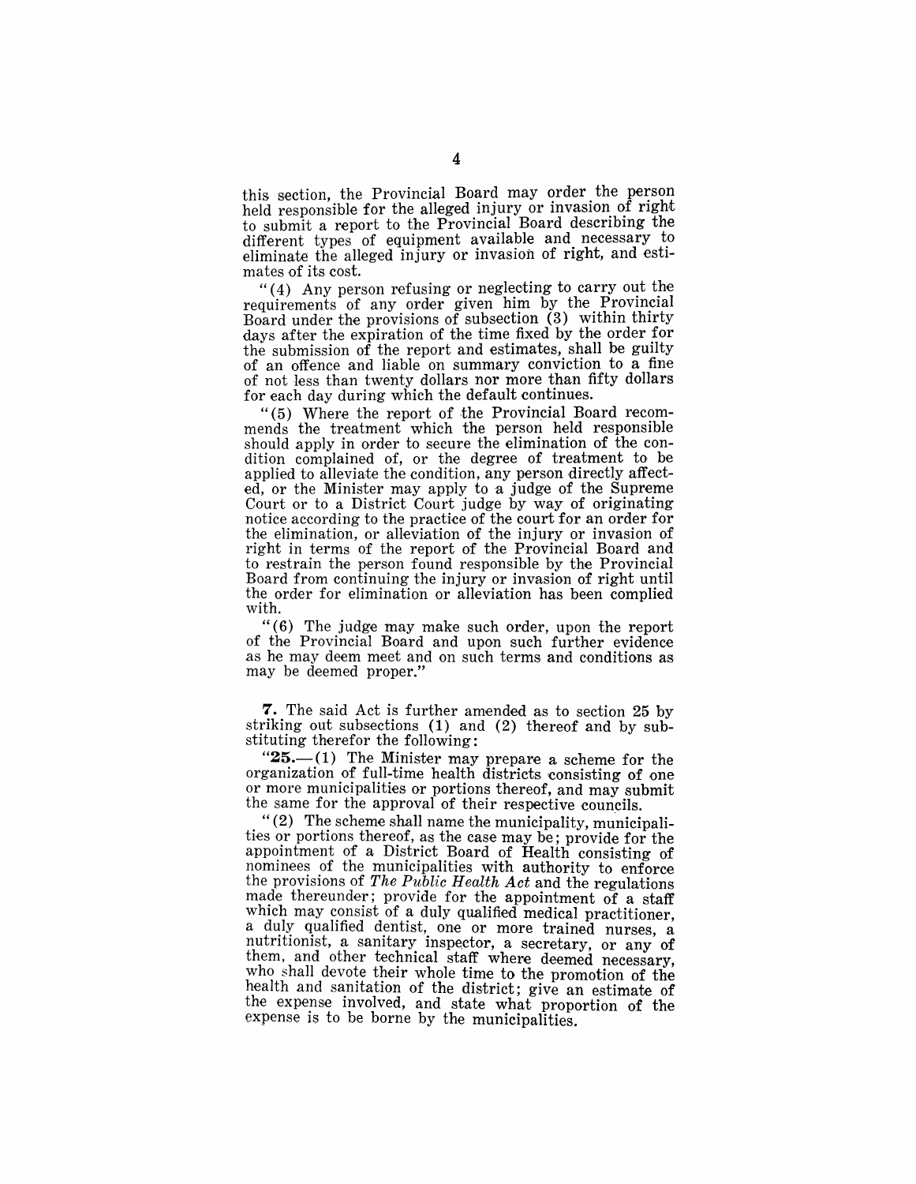this section, the Provincial Board may order the person held responsible for the alleged injury or invasion of right to submit a report to the Provincial Board describing the different types of equipment available and necessary to eliminate the alleged injury or invasion of right, and estimates of its cost.

"(4) Any person refusing or neglecting to carry out the requirements of any order given him by the Provincial Board under the provisions of subsection (3) within thirty days after the expiration of the time fixed by the order for the submission of the report and estimates, shall be guilty of an offence and liable on summary conviction to a fine of not less than twenty dollars nor more than fifty dollars for each day during which the default continues.

"(5) Where the report of the Provincial Board recommends the treatment which the person held responsible should apply in order to secure the elimination of the condition complained of, or the degree of treatment to be applied to alleviate the condition, any person directly affected, or the Minister may apply to a judge of the Supreme Court or to a District Court judge by way of originating notice according to the practice of the court for an order for the elimination, or alleviation of the injury or invasion of right in terms of the report of the Provincial Board and to restrain the person found responsible by the Provincial Board from continuing the injury or invasion of right until the order for elimination or alleviation has been complied with.

"(6) The judge may make such order, upon the report of the Provincial Board and upon such further evidence as he may deem meet and on such terms and conditions as may be deemed proper."

**7.** The said Act is further amended as to section 25 by striking out subsections (1) and (2) thereof and by substituting therefor the following:

"**25.**—(1) The Minister may prepare a scheme for the organization of full-time health districts consisting of one or more municipalities or portions thereof, and may submit the same for the approval of their respective councils.

"(2) The scheme shall name the municipality, municipalities or portions thereof, as the case may be; provide for the appointment of a District Board of Health consisting of nominees of the municipalities with authority to enforce the provisions of *The Public Health Act* and the regulations made thereunder; provide for the appointment of a staff which may consist of a duly qualified medical practitioner, a duly qualified dentist, one or more trained nurses, a nutritionist, a sanitary inspector, a secretary, or any of them, and other technical staff where deemed necessary, who shall devote their whole time to the promotion of the health and sanitation of the district; give an estimate of the expense involved, and state what proportion of the expense is to be borne by the municipalities.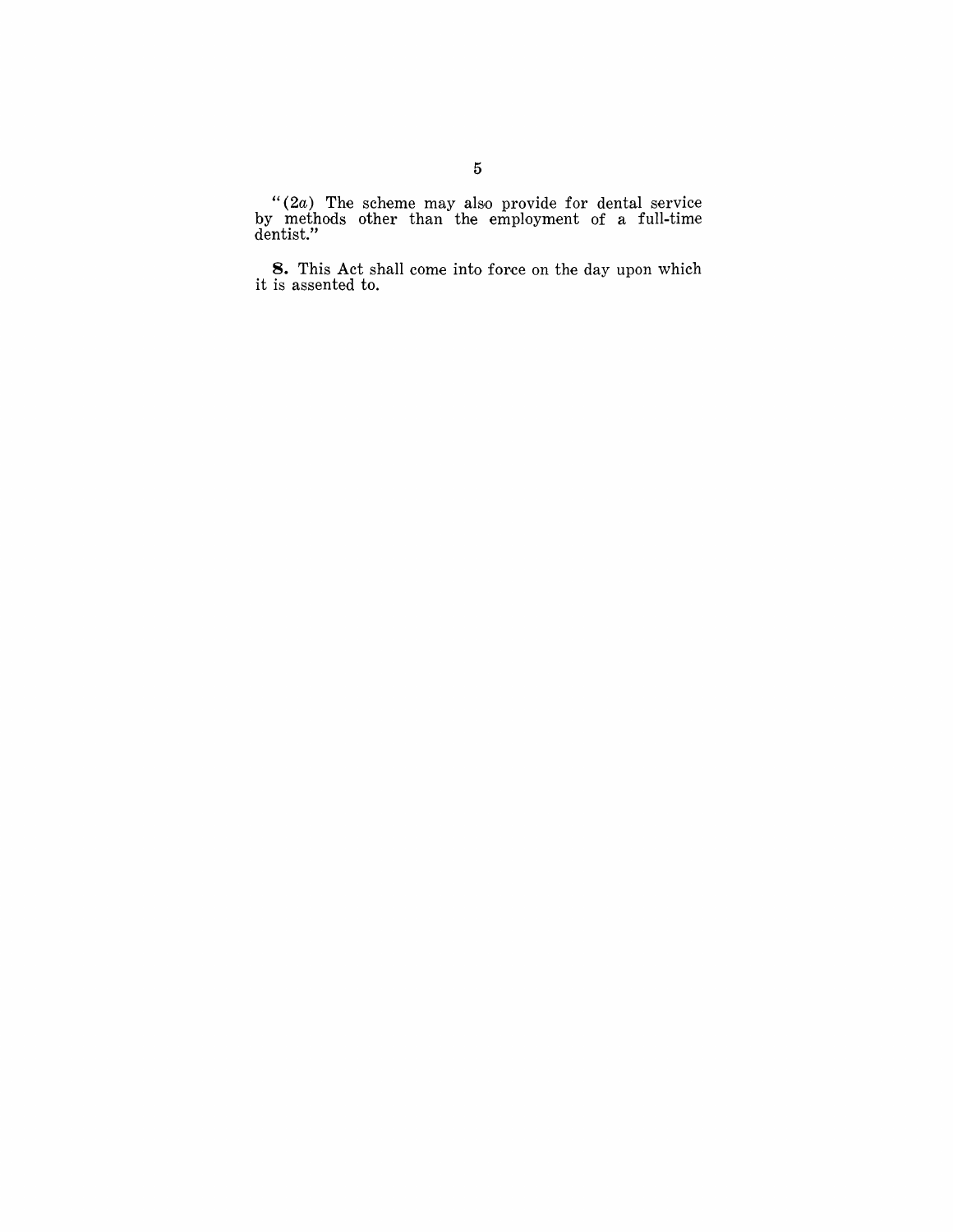"(*2a*) The scheme may also provide for dental service by methods other than the employment of a full-time dentist."

**8.** This Act shall come into force on the day upon which it is assented to.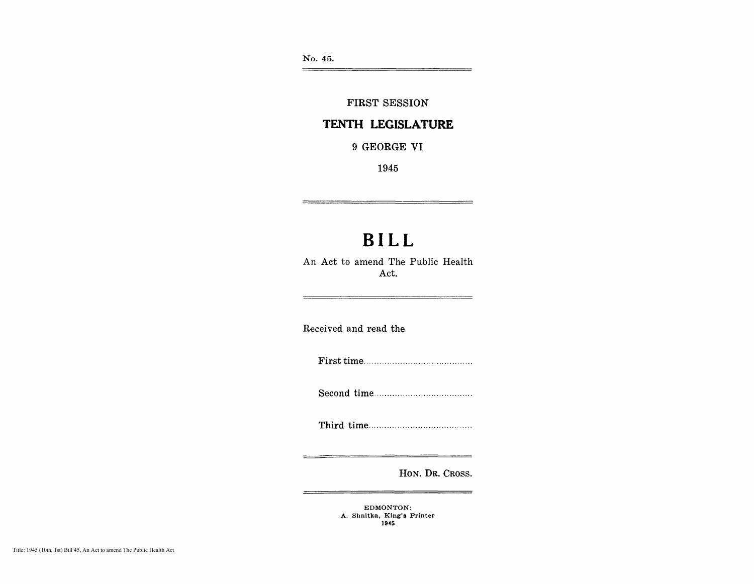No. 45.

FIRST SESSION

## TENTH LEGISLATURE

9 GEORGE VI

1945

# BILL

An Act to amend The Public Health Act.

Received and read the

First time..........................................

Second time......................................

Third time........................................

HON. DR. CROSS.

EDMONTON:
A. Shnitka, King's Printer
1945

Title: 1945 (10th, 1st) Bill 45, An Act to amend The Public Health Act